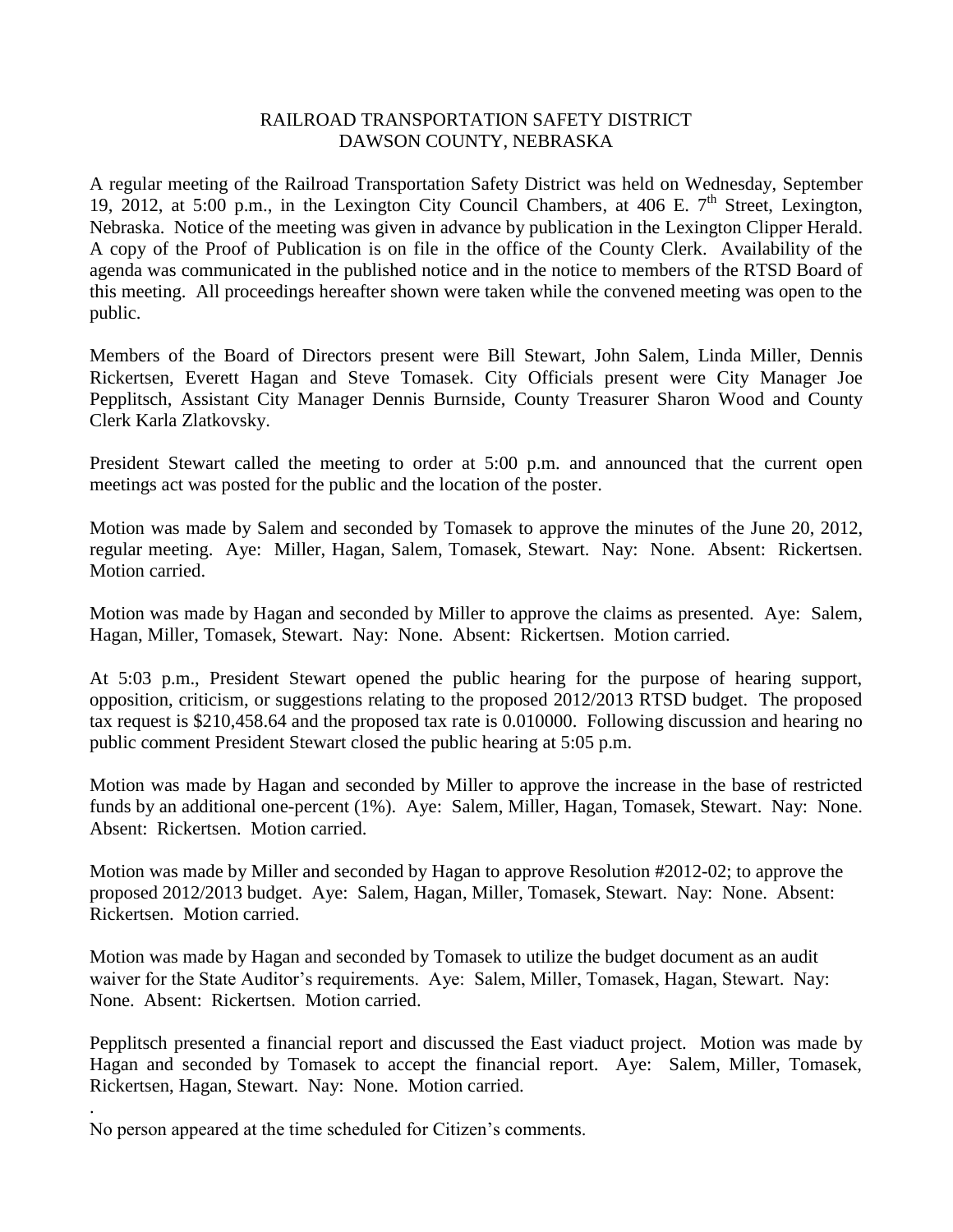RAILROAD TRANSPORTATION SAFETY DISTRICT
DAWSON COUNTY, NEBRASKA

A regular meeting of the Railroad Transportation Safety District was held on Wednesday, September 19, 2012, at 5:00 p.m., in the Lexington City Council Chambers, at 406 E. 7th Street, Lexington, Nebraska. Notice of the meeting was given in advance by publication in the Lexington Clipper Herald. A copy of the Proof of Publication is on file in the office of the County Clerk. Availability of the agenda was communicated in the published notice and in the notice to members of the RTSD Board of this meeting. All proceedings hereafter shown were taken while the convened meeting was open to the public.

Members of the Board of Directors present were Bill Stewart, John Salem, Linda Miller, Dennis Rickertsen, Everett Hagan and Steve Tomasek. City Officials present were City Manager Joe Pepplitsch, Assistant City Manager Dennis Burnside, County Treasurer Sharon Wood and County Clerk Karla Zlatkovsky.

President Stewart called the meeting to order at 5:00 p.m. and announced that the current open meetings act was posted for the public and the location of the poster.

Motion was made by Salem and seconded by Tomasek to approve the minutes of the June 20, 2012, regular meeting. Aye: Miller, Hagan, Salem, Tomasek, Stewart. Nay: None. Absent: Rickertsen. Motion carried.

Motion was made by Hagan and seconded by Miller to approve the claims as presented. Aye: Salem, Hagan, Miller, Tomasek, Stewart. Nay: None. Absent: Rickertsen. Motion carried.

At 5:03 p.m., President Stewart opened the public hearing for the purpose of hearing support, opposition, criticism, or suggestions relating to the proposed 2012/2013 RTSD budget. The proposed tax request is $210,458.64 and the proposed tax rate is 0.010000. Following discussion and hearing no public comment President Stewart closed the public hearing at 5:05 p.m.

Motion was made by Hagan and seconded by Miller to approve the increase in the base of restricted funds by an additional one-percent (1%). Aye: Salem, Miller, Hagan, Tomasek, Stewart. Nay: None. Absent: Rickertsen. Motion carried.

Motion was made by Miller and seconded by Hagan to approve Resolution #2012-02; to approve the proposed 2012/2013 budget. Aye: Salem, Hagan, Miller, Tomasek, Stewart. Nay: None. Absent: Rickertsen. Motion carried.

Motion was made by Hagan and seconded by Tomasek to utilize the budget document as an audit waiver for the State Auditor's requirements. Aye: Salem, Miller, Tomasek, Hagan, Stewart. Nay: None. Absent: Rickertsen. Motion carried.

Pepplitsch presented a financial report and discussed the East viaduct project. Motion was made by Hagan and seconded by Tomasek to accept the financial report. Aye: Salem, Miller, Tomasek, Rickertsen, Hagan, Stewart. Nay: None. Motion carried.

.
No person appeared at the time scheduled for Citizen's comments.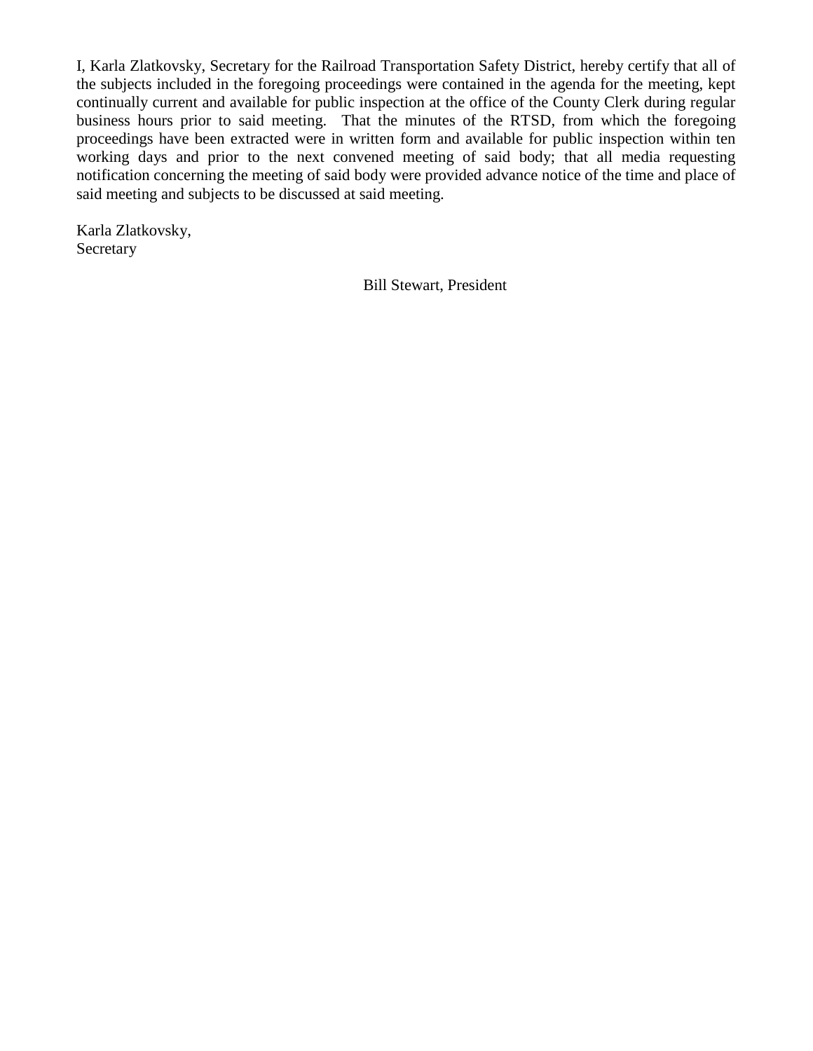I, Karla Zlatkovsky, Secretary for the Railroad Transportation Safety District, hereby certify that all of the subjects included in the foregoing proceedings were contained in the agenda for the meeting, kept continually current and available for public inspection at the office of the County Clerk during regular business hours prior to said meeting. That the minutes of the RTSD, from which the foregoing proceedings have been extracted were in written form and available for public inspection within ten working days and prior to the next convened meeting of said body; that all media requesting notification concerning the meeting of said body were provided advance notice of the time and place of said meeting and subjects to be discussed at said meeting.

Karla Zlatkovsky,  
Secretary

Bill Stewart, President